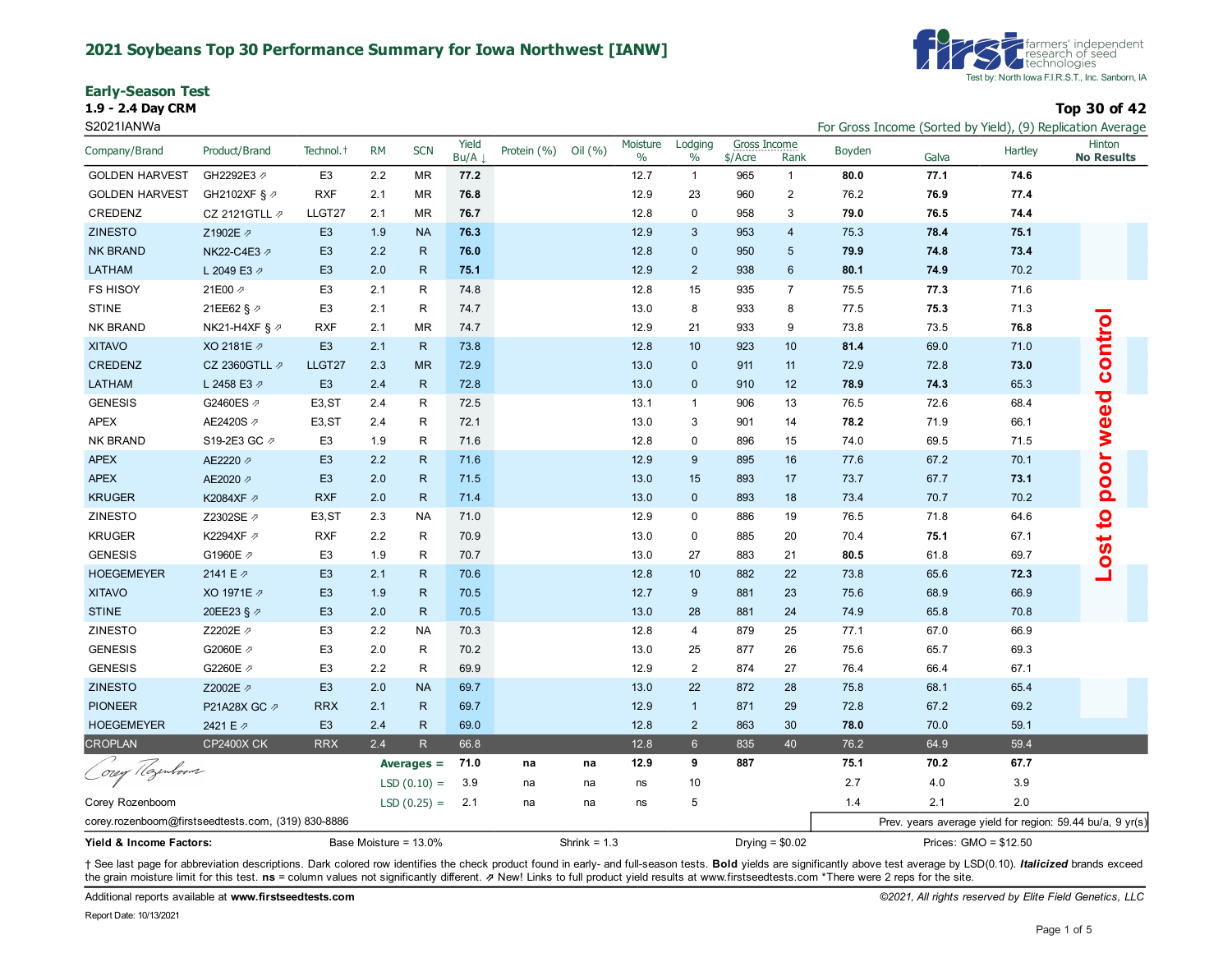## 2021 Soybeans Top 30 Performance Summary for Iowa Northwest [IANW]

farmers' independent research of seed technologies
Test by: North Iowa F.I.R.S.T., Inc. Sanborn, IA

### Early-Season Test

**1.9 - 2.4 Day CRM**

**Top 30 of 42**

S2021IANWa

For Gross Income (Sorted by Yield), (9) Replication Average

| Company/Brand | Product/Brand | Technol.† | RM | SCN | Yield Bu/A ↓ | Protein (%) | Oil (%) | Moisture % | Lodging % | Gross Income $/Acre | Gross Income Rank | Boyden | Galva | Hartley | Hinton No Results |
|---|---|---|---|---|---|---|---|---|---|---|---|---|---|---|---|
| GOLDEN HARVEST | GH2292E3 ⇗ | E3 | 2.2 | MR | **77.2** | | | 12.7 | 1 | 965 | 1 | **80.0** | **77.1** | **74.6** | Lost to poor weed control |
| GOLDEN HARVEST | GH2102XF § ⇗ | RXF | 2.1 | MR | **76.8** | | | 12.9 | 23 | 960 | 2 | 76.2 | **76.9** | **77.4** | |
| CREDENZ | CZ 2121GTLL ⇗ | LLGT27 | 2.1 | MR | **76.7** | | | 12.8 | 0 | 958 | 3 | **79.0** | **76.5** | **74.4** | |
| ZINESTO | Z1902E ⇗ | E3 | 1.9 | NA | **76.3** | | | 12.9 | 3 | 953 | 4 | 75.3 | **78.4** | **75.1** | |
| NK BRAND | NK22-C4E3 ⇗ | E3 | 2.2 | R | **76.0** | | | 12.8 | 0 | 950 | 5 | **79.9** | **74.8** | **73.4** | |
| LATHAM | L 2049 E3 ⇗ | E3 | 2.0 | R | **75.1** | | | 12.9 | 2 | 938 | 6 | **80.1** | **74.9** | 70.2 | |
| FS HISOY | 21E00 ⇗ | E3 | 2.1 | R | 74.8 | | | 12.8 | 15 | 935 | 7 | 75.5 | **77.3** | 71.6 | |
| STINE | 21EE62 § ⇗ | E3 | 2.1 | R | 74.7 | | | 13.0 | 8 | 933 | 8 | 77.5 | **75.3** | 71.3 | |
| NK BRAND | NK21-H4XF § ⇗ | RXF | 2.1 | MR | 74.7 | | | 12.9 | 21 | 933 | 9 | 73.8 | 73.5 | **76.8** | |
| XITAVO | XO 2181E ⇗ | E3 | 2.1 | R | 73.8 | | | 12.8 | 10 | 923 | 10 | **81.4** | 69.0 | 71.0 | |
| CREDENZ | CZ 2360GTLL ⇗ | LLGT27 | 2.3 | MR | 72.9 | | | 13.0 | 0 | 911 | 11 | 72.9 | 72.8 | **73.0** | |
| LATHAM | L 2458 E3 ⇗ | E3 | 2.4 | R | 72.8 | | | 13.0 | 0 | 910 | 12 | **78.9** | **74.3** | 65.3 | |
| GENESIS | G2460ES ⇗ | E3,ST | 2.4 | R | 72.5 | | | 13.1 | 1 | 906 | 13 | 76.5 | 72.6 | 68.4 | |
| APEX | AE2420S ⇗ | E3,ST | 2.4 | R | 72.1 | | | 13.0 | 3 | 901 | 14 | **78.2** | 71.9 | 66.1 | |
| NK BRAND | S19-2E3 GC ⇗ | E3 | 1.9 | R | 71.6 | | | 12.8 | 0 | 896 | 15 | 74.0 | 69.5 | 71.5 | |
| APEX | AE2220 ⇗ | E3 | 2.2 | R | 71.6 | | | 12.9 | 9 | 895 | 16 | 77.6 | 67.2 | 70.1 | |
| APEX | AE2020 ⇗ | E3 | 2.0 | R | 71.5 | | | 13.0 | 15 | 893 | 17 | 73.7 | 67.7 | **73.1** | |
| KRUGER | K2084XF ⇗ | RXF | 2.0 | R | 71.4 | | | 13.0 | 0 | 893 | 18 | 73.4 | 70.7 | 70.2 | |
| ZINESTO | Z2302SE ⇗ | E3,ST | 2.3 | NA | 71.0 | | | 12.9 | 0 | 886 | 19 | 76.5 | 71.8 | 64.6 | |
| KRUGER | K2294XF ⇗ | RXF | 2.2 | R | 70.9 | | | 13.0 | 0 | 885 | 20 | 70.4 | **75.1** | 67.1 | |
| GENESIS | G1960E ⇗ | E3 | 1.9 | R | 70.7 | | | 13.0 | 27 | 883 | 21 | **80.5** | 61.8 | 69.7 | |
| HOEGEMEYER | 2141 E ⇗ | E3 | 2.1 | R | 70.6 | | | 12.8 | 10 | 882 | 22 | 73.8 | 65.6 | **72.3** | |
| XITAVO | XO 1971E ⇗ | E3 | 1.9 | R | 70.5 | | | 12.7 | 9 | 881 | 23 | 75.6 | 68.9 | 66.9 | |
| STINE | 20EE23 § ⇗ | E3 | 2.0 | R | 70.5 | | | 13.0 | 28 | 881 | 24 | 74.9 | 65.8 | 70.8 | |
| ZINESTO | Z2202E ⇗ | E3 | 2.2 | NA | 70.3 | | | 12.8 | 4 | 879 | 25 | 77.1 | 67.0 | 66.9 | |
| GENESIS | G2060E ⇗ | E3 | 2.0 | R | 70.2 | | | 13.0 | 25 | 877 | 26 | 75.6 | 65.7 | 69.3 | |
| GENESIS | G2260E ⇗ | E3 | 2.2 | R | 69.9 | | | 12.9 | 2 | 874 | 27 | 76.4 | 66.4 | 67.1 | |
| ZINESTO | Z2002E ⇗ | E3 | 2.0 | NA | 69.7 | | | 13.0 | 22 | 872 | 28 | 75.8 | 68.1 | 65.4 | |
| PIONEER | P21A28X GC ⇗ | RRX | 2.1 | R | 69.7 | | | 12.9 | 1 | 871 | 29 | 72.8 | 67.2 | 69.2 | |
| HOEGEMEYER | 2421 E ⇗ | E3 | 2.4 | R | 69.0 | | | 12.8 | 2 | 863 | 30 | **78.0** | 70.0 | 59.1 | |
| CROPLAN | CP2400X CK | RRX | 2.4 | R | 66.8 | | | 12.8 | 6 | 835 | 40 | 76.2 | 64.9 | 59.4 | |
| | | | | **Averages =** | **71.0** | **na** | **na** | **12.9** | **9** | **887** | | **75.1** | **70.2** | **67.7** | |
| | | | | LSD (0.10) = | 3.9 | na | na | ns | 10 | | | 2.7 | 4.0 | 3.9 | |
| | | | | LSD (0.25) = | 2.1 | na | na | ns | 5 | | | 1.4 | 2.1 | 2.0 | |

Corey Rozenboom
corey.rozenboom@firstseedtests.com, (319) 830-8886

Prev. years average yield for region: 59.44 bu/a, 9 yr(s)

**Yield & Income Factors:** Base Moisture = 13.0% Shrink = 1.3 Drying = $0.02 Prices: GMO = $12.50

† See last page for abbreviation descriptions. Dark colored row identifies the check product found in early- and full-season tests. **Bold** yields are significantly above test average by LSD(0.10). ***Italicized*** brands exceed the grain moisture limit for this test. **ns** = column values not significantly different. ⇗ New! Links to full product yield results at www.firstseedtests.com *There were 2 reps for the site.

Additional reports available at **www.firstseedtests.com**

*©2021, All rights reserved by Elite Field Genetics, LLC*

Report Date: 10/13/2021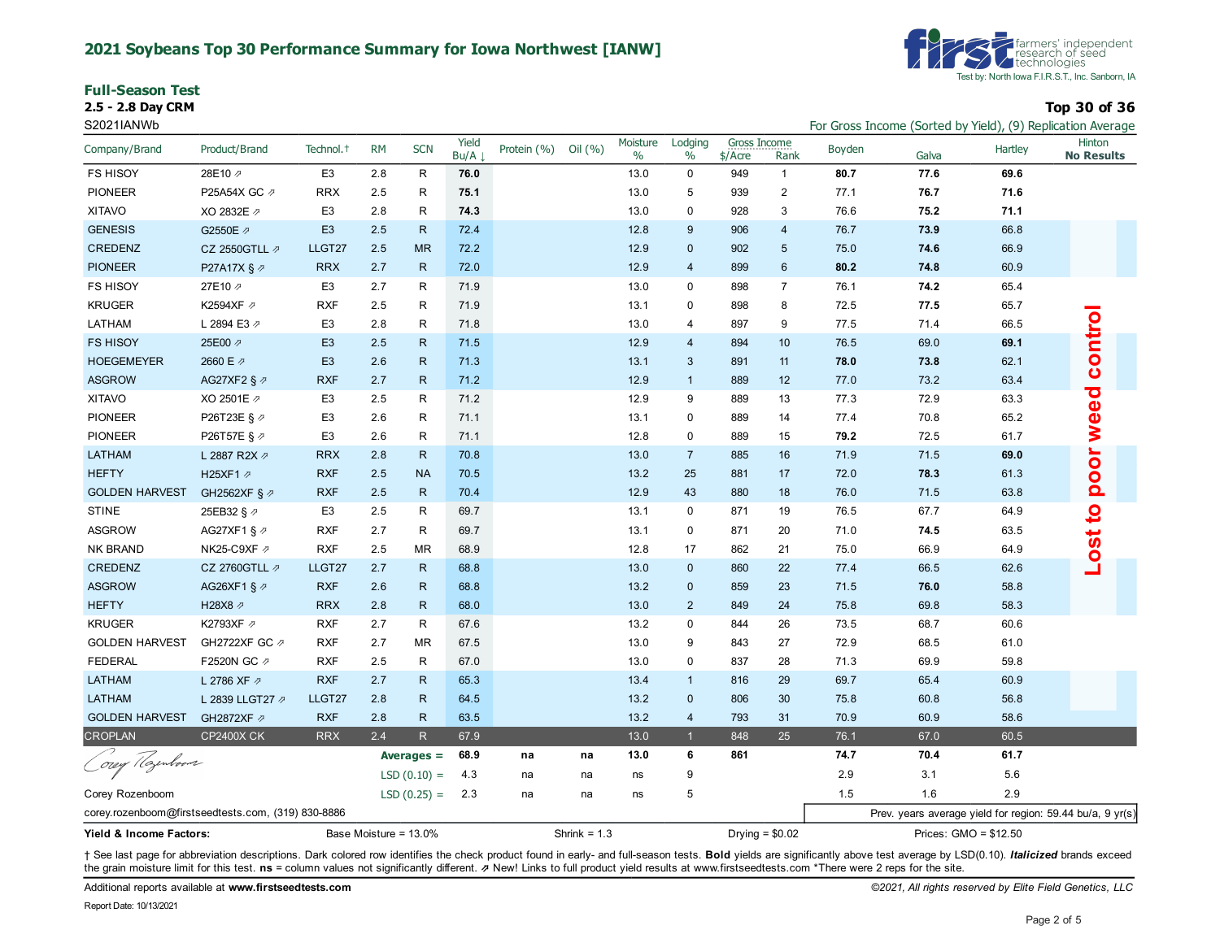# 2021 Soybeans Top 30 Performance Summary for Iowa Northwest [IANW]

Test by: North Iowa F.I.R.S.T., Inc. Sanborn, IA

## Full-Season Test

**2.5 - 2.8 Day CRM**

S2021IANWb

**Top 30 of 36**

For Gross Income (Sorted by Yield), (9) Replication Average

| Company/Brand | Product/Brand | Technol.† | RM | SCN | Yield Bu/A ↓ | Protein (%) | Oil (%) | Moisture % | Lodging % | Gross Income $/Acre | Gross Income Rank | Boyden | Galva | Hartley | Hinton **No Results** |
|---|---|---|---|---|---|---|---|---|---|---|---|---|---|---|---|
| FS HISOY | 28E10 ⇗ | E3 | 2.8 | R | **76.0** | | | 13.0 | 0 | 949 | 1 | **80.7** | **77.6** | **69.6** | Lost to poor weed control |
| PIONEER | P25A54X GC ⇗ | RRX | 2.5 | R | **75.1** | | | 13.0 | 5 | 939 | 2 | 77.1 | **76.7** | **71.6** | |
| XITAVO | XO 2832E ⇗ | E3 | 2.8 | R | **74.3** | | | 13.0 | 0 | 928 | 3 | 76.6 | **75.2** | **71.1** | |
| GENESIS | G2550E ⇗ | E3 | 2.5 | R | 72.4 | | | 12.8 | 9 | 906 | 4 | 76.7 | **73.9** | 66.8 | |
| CREDENZ | CZ 2550GTLL ⇗ | LLGT27 | 2.5 | MR | 72.2 | | | 12.9 | 0 | 902 | 5 | 75.0 | **74.6** | 66.9 | |
| PIONEER | P27A17X § ⇗ | RRX | 2.7 | R | 72.0 | | | 12.9 | 4 | 899 | 6 | **80.2** | **74.8** | 60.9 | |
| FS HISOY | 27E10 ⇗ | E3 | 2.7 | R | 71.9 | | | 13.0 | 0 | 898 | 7 | 76.1 | **74.2** | 65.4 | |
| KRUGER | K2594XF ⇗ | RXF | 2.5 | R | 71.9 | | | 13.1 | 0 | 898 | 8 | 72.5 | **77.5** | 65.7 | |
| LATHAM | L 2894 E3 ⇗ | E3 | 2.8 | R | 71.8 | | | 13.0 | 4 | 897 | 9 | 77.5 | 71.4 | 66.5 | |
| FS HISOY | 25E00 ⇗ | E3 | 2.5 | R | 71.5 | | | 12.9 | 4 | 894 | 10 | 76.5 | 69.0 | **69.1** | |
| HOEGEMEYER | 2660 E ⇗ | E3 | 2.6 | R | 71.3 | | | 13.1 | 3 | 891 | 11 | **78.0** | **73.8** | 62.1 | |
| ASGROW | AG27XF2 § ⇗ | RXF | 2.7 | R | 71.2 | | | 12.9 | 1 | 889 | 12 | 77.0 | 73.2 | 63.4 | |
| XITAVO | XO 2501E ⇗ | E3 | 2.5 | R | 71.2 | | | 12.9 | 9 | 889 | 13 | 77.3 | 72.9 | 63.3 | |
| PIONEER | P26T23E § ⇗ | E3 | 2.6 | R | 71.1 | | | 13.1 | 0 | 889 | 14 | 77.4 | 70.8 | 65.2 | |
| PIONEER | P26T57E § ⇗ | E3 | 2.6 | R | 71.1 | | | 12.8 | 0 | 889 | 15 | **79.2** | 72.5 | 61.7 | |
| LATHAM | L 2887 R2X ⇗ | RRX | 2.8 | R | 70.8 | | | 13.0 | 7 | 885 | 16 | 71.9 | 71.5 | **69.0** | |
| HEFTY | H25XF1 ⇗ | RXF | 2.5 | NA | 70.5 | | | 13.2 | 25 | 881 | 17 | 72.0 | **78.3** | 61.3 | |
| GOLDEN HARVEST | GH2562XF § ⇗ | RXF | 2.5 | R | 70.4 | | | 12.9 | 43 | 880 | 18 | 76.0 | 71.5 | 63.8 | |
| STINE | 25EB32 § ⇗ | E3 | 2.5 | R | 69.7 | | | 13.1 | 0 | 871 | 19 | 76.5 | 67.7 | 64.9 | |
| ASGROW | AG27XF1 § ⇗ | RXF | 2.7 | R | 69.7 | | | 13.1 | 0 | 871 | 20 | 71.0 | **74.5** | 63.5 | |
| NK BRAND | NK25-C9XF ⇗ | RXF | 2.5 | MR | 68.9 | | | 12.8 | 17 | 862 | 21 | 75.0 | 66.9 | 64.9 | |
| CREDENZ | CZ 2760GTLL ⇗ | LLGT27 | 2.7 | R | 68.8 | | | 13.0 | 0 | 860 | 22 | 77.4 | 66.5 | 62.6 | |
| ASGROW | AG26XF1 § ⇗ | RXF | 2.6 | R | 68.8 | | | 13.2 | 0 | 859 | 23 | 71.5 | **76.0** | 58.8 | |
| HEFTY | H28X8 ⇗ | RRX | 2.8 | R | 68.0 | | | 13.0 | 2 | 849 | 24 | 75.8 | 69.8 | 58.3 | |
| KRUGER | K2793XF ⇗ | RXF | 2.7 | R | 67.6 | | | 13.2 | 0 | 844 | 26 | 73.5 | 68.7 | 60.6 | |
| GOLDEN HARVEST | GH2722XF GC ⇗ | RXF | 2.7 | MR | 67.5 | | | 13.0 | 9 | 843 | 27 | 72.9 | 68.5 | 61.0 | |
| FEDERAL | F2520N GC ⇗ | RXF | 2.5 | R | 67.0 | | | 13.0 | 0 | 837 | 28 | 71.3 | 69.9 | 59.8 | |
| LATHAM | L 2786 XF ⇗ | RXF | 2.7 | R | 65.3 | | | 13.4 | 1 | 816 | 29 | 69.7 | 65.4 | 60.9 | |
| LATHAM | L 2839 LLGT27 ⇗ | LLGT27 | 2.8 | R | 64.5 | | | 13.2 | 0 | 806 | 30 | 75.8 | 60.8 | 56.8 | |
| GOLDEN HARVEST | GH2872XF ⇗ | RXF | 2.8 | R | 63.5 | | | 13.2 | 4 | 793 | 31 | 70.9 | 60.9 | 58.6 | |
| CROPLAN | CP2400X CK | RRX | 2.4 | R | 67.9 | | | 13.0 | 1 | 848 | 25 | 76.1 | 67.0 | 60.5 | |
| | | | | **Averages =** | **68.9** | **na** | **na** | **13.0** | **6** | **861** | | **74.7** | **70.4** | **61.7** | |
| | | | | LSD (0.10) = | 4.3 | na | na | ns | 9 | | | 2.9 | 3.1 | 5.6 | |
| | | | | LSD (0.25) = | 2.3 | na | na | ns | 5 | | | 1.5 | 1.6 | 2.9 | |

Corey Rozenboom

corey.rozenboom@firstseedtests.com, (319) 830-8886

Prev. years average yield for region: 59.44 bu/a, 9 yr(s)

**Yield & Income Factors:** Base Moisture = 13.0% Shrink = 1.3 Drying = $0.02 Prices: GMO = $12.50

† See last page for abbreviation descriptions. Dark colored row identifies the check product found in early- and full-season tests. **Bold** yields are significantly above test average by LSD(0.10). ***Italicized*** brands exceed the grain moisture limit for this test. **ns** = column values not significantly different. ⇗ New! Links to full product yield results at www.firstseedtests.com *There were 2 reps for the site.

Additional reports available at **www.firstseedtests.com**

*©2021, All rights reserved by Elite Field Genetics, LLC*

Report Date: 10/13/2021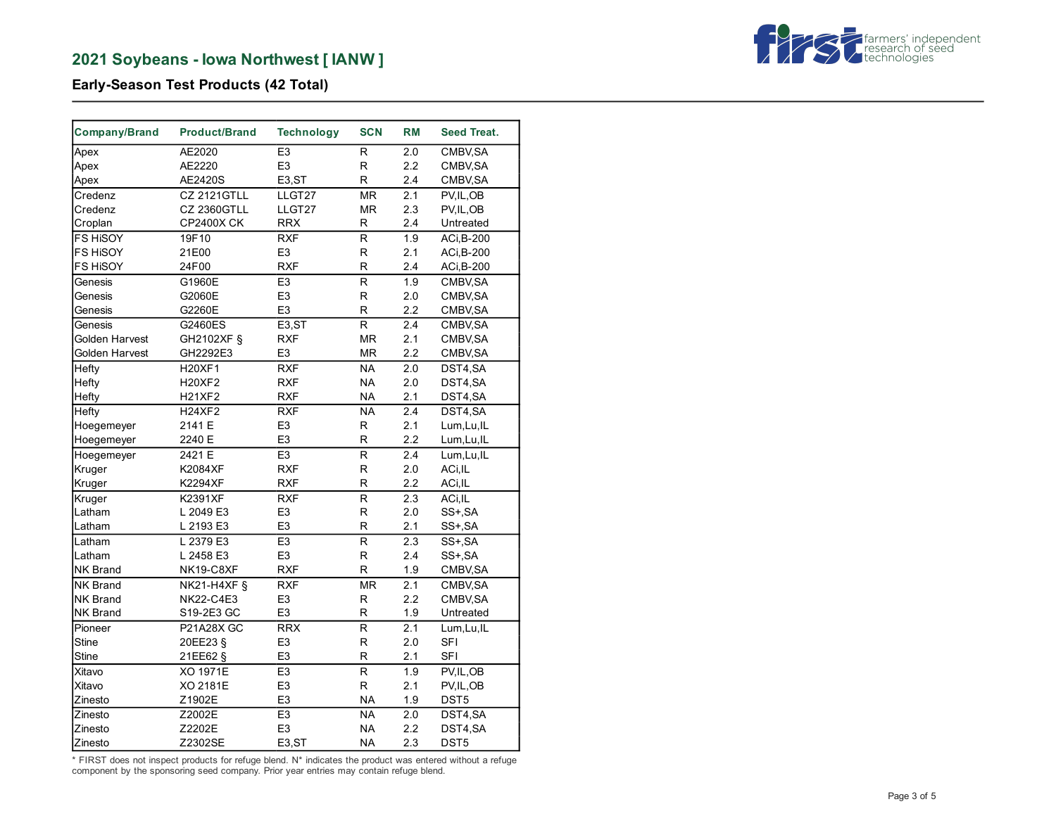## 2021 Soybeans - Iowa Northwest [ IANW ]

### Early-Season Test Products (42 Total)

| Company/Brand | Product/Brand | Technology | SCN | RM | Seed Treat. |
|---|---|---|---|---|---|
| Apex | AE2020 | E3 | R | 2.0 | CMBV,SA |
| Apex | AE2220 | E3 | R | 2.2 | CMBV,SA |
| Apex | AE2420S | E3,ST | R | 2.4 | CMBV,SA |
| Credenz | CZ 2121GTLL | LLGT27 | MR | 2.1 | PV,IL,OB |
| Credenz | CZ 2360GTLL | LLGT27 | MR | 2.3 | PV,IL,OB |
| Croplan | CP2400X CK | RRX | R | 2.4 | Untreated |
| FS HiSOY | 19F10 | RXF | R | 1.9 | ACi,B-200 |
| FS HiSOY | 21E00 | E3 | R | 2.1 | ACi,B-200 |
| FS HiSOY | 24F00 | RXF | R | 2.4 | ACi,B-200 |
| Genesis | G1960E | E3 | R | 1.9 | CMBV,SA |
| Genesis | G2060E | E3 | R | 2.0 | CMBV,SA |
| Genesis | G2260E | E3 | R | 2.2 | CMBV,SA |
| Genesis | G2460ES | E3,ST | R | 2.4 | CMBV,SA |
| Golden Harvest | GH2102XF § | RXF | MR | 2.1 | CMBV,SA |
| Golden Harvest | GH2292E3 | E3 | MR | 2.2 | CMBV,SA |
| Hefty | H20XF1 | RXF | NA | 2.0 | DST4,SA |
| Hefty | H20XF2 | RXF | NA | 2.0 | DST4,SA |
| Hefty | H21XF2 | RXF | NA | 2.1 | DST4,SA |
| Hefty | H24XF2 | RXF | NA | 2.4 | DST4,SA |
| Hoegemeyer | 2141 E | E3 | R | 2.1 | Lum,Lu,IL |
| Hoegemeyer | 2240 E | E3 | R | 2.2 | Lum,Lu,IL |
| Hoegemeyer | 2421 E | E3 | R | 2.4 | Lum,Lu,IL |
| Kruger | K2084XF | RXF | R | 2.0 | ACi,IL |
| Kruger | K2294XF | RXF | R | 2.2 | ACi,IL |
| Kruger | K2391XF | RXF | R | 2.3 | ACi,IL |
| Latham | L 2049 E3 | E3 | R | 2.0 | SS+,SA |
| Latham | L 2193 E3 | E3 | R | 2.1 | SS+,SA |
| Latham | L 2379 E3 | E3 | R | 2.3 | SS+,SA |
| Latham | L 2458 E3 | E3 | R | 2.4 | SS+,SA |
| NK Brand | NK19-C8XF | RXF | R | 1.9 | CMBV,SA |
| NK Brand | NK21-H4XF § | RXF | MR | 2.1 | CMBV,SA |
| NK Brand | NK22-C4E3 | E3 | R | 2.2 | CMBV,SA |
| NK Brand | S19-2E3 GC | E3 | R | 1.9 | Untreated |
| Pioneer | P21A28X GC | RRX | R | 2.1 | Lum,Lu,IL |
| Stine | 20EE23 § | E3 | R | 2.0 | SFI |
| Stine | 21EE62 § | E3 | R | 2.1 | SFI |
| Xitavo | XO 1971E | E3 | R | 1.9 | PV,IL,OB |
| Xitavo | XO 2181E | E3 | R | 2.1 | PV,IL,OB |
| Zinesto | Z1902E | E3 | NA | 1.9 | DST5 |
| Zinesto | Z2002E | E3 | NA | 2.0 | DST4,SA |
| Zinesto | Z2202E | E3 | NA | 2.2 | DST4,SA |
| Zinesto | Z2302SE | E3,ST | NA | 2.3 | DST5 |

* FIRST does not inspect products for refuge blend. N* indicates the product was entered without a refuge component by the sponsoring seed company. Prior year entries may contain refuge blend.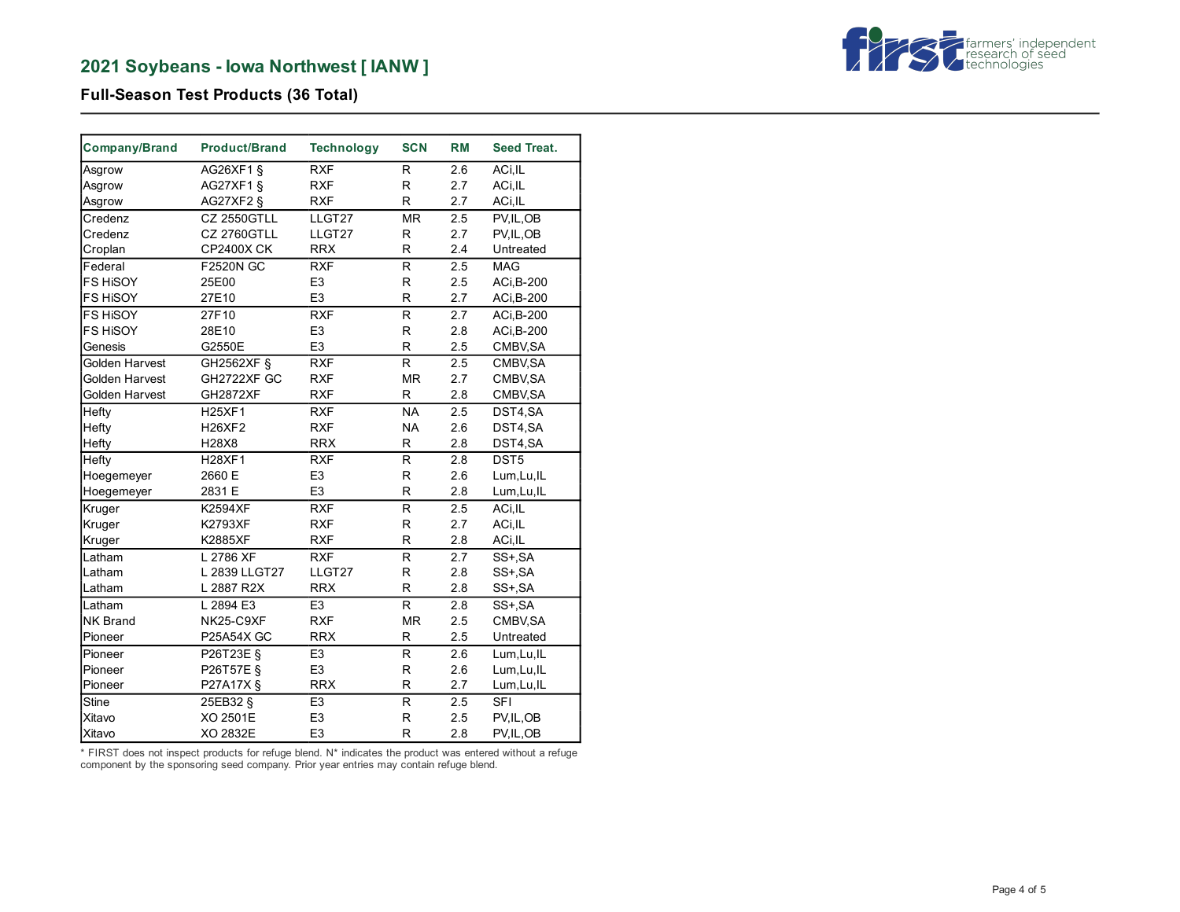## 2021 Soybeans - Iowa Northwest [ IANW ]

### Full-Season Test Products (36 Total)

| Company/Brand | Product/Brand | Technology | SCN | RM | Seed Treat. |
|---|---|---|---|---|---|
| Asgrow | AG26XF1 § | RXF | R | 2.6 | ACi,IL |
| Asgrow | AG27XF1 § | RXF | R | 2.7 | ACi,IL |
| Asgrow | AG27XF2 § | RXF | R | 2.7 | ACi,IL |
| Credenz | CZ 2550GTLL | LLGT27 | MR | 2.5 | PV,IL,OB |
| Credenz | CZ 2760GTLL | LLGT27 | R | 2.7 | PV,IL,OB |
| Croplan | CP2400X CK | RRX | R | 2.4 | Untreated |
| Federal | F2520N GC | RXF | R | 2.5 | MAG |
| FS HiSOY | 25E00 | E3 | R | 2.5 | ACi,B-200 |
| FS HiSOY | 27E10 | E3 | R | 2.7 | ACi,B-200 |
| FS HiSOY | 27F10 | RXF | R | 2.7 | ACi,B-200 |
| FS HiSOY | 28E10 | E3 | R | 2.8 | ACi,B-200 |
| Genesis | G2550E | E3 | R | 2.5 | CMBV,SA |
| Golden Harvest | GH2562XF § | RXF | R | 2.5 | CMBV,SA |
| Golden Harvest | GH2722XF GC | RXF | MR | 2.7 | CMBV,SA |
| Golden Harvest | GH2872XF | RXF | R | 2.8 | CMBV,SA |
| Hefty | H25XF1 | RXF | NA | 2.5 | DST4,SA |
| Hefty | H26XF2 | RXF | NA | 2.6 | DST4,SA |
| Hefty | H28X8 | RRX | R | 2.8 | DST4,SA |
| Hefty | H28XF1 | RXF | R | 2.8 | DST5 |
| Hoegemeyer | 2660 E | E3 | R | 2.6 | Lum,Lu,IL |
| Hoegemeyer | 2831 E | E3 | R | 2.8 | Lum,Lu,IL |
| Kruger | K2594XF | RXF | R | 2.5 | ACi,IL |
| Kruger | K2793XF | RXF | R | 2.7 | ACi,IL |
| Kruger | K2885XF | RXF | R | 2.8 | ACi,IL |
| Latham | L 2786 XF | RXF | R | 2.7 | SS+,SA |
| Latham | L 2839 LLGT27 | LLGT27 | R | 2.8 | SS+,SA |
| Latham | L 2887 R2X | RRX | R | 2.8 | SS+,SA |
| Latham | L 2894 E3 | E3 | R | 2.8 | SS+,SA |
| NK Brand | NK25-C9XF | RXF | MR | 2.5 | CMBV,SA |
| Pioneer | P25A54X GC | RRX | R | 2.5 | Untreated |
| Pioneer | P26T23E § | E3 | R | 2.6 | Lum,Lu,IL |
| Pioneer | P26T57E § | E3 | R | 2.6 | Lum,Lu,IL |
| Pioneer | P27A17X § | RRX | R | 2.7 | Lum,Lu,IL |
| Stine | 25EB32 § | E3 | R | 2.5 | SFI |
| Xitavo | XO 2501E | E3 | R | 2.5 | PV,IL,OB |
| Xitavo | XO 2832E | E3 | R | 2.8 | PV,IL,OB |

* FIRST does not inspect products for refuge blend. N* indicates the product was entered without a refuge component by the sponsoring seed company. Prior year entries may contain refuge blend.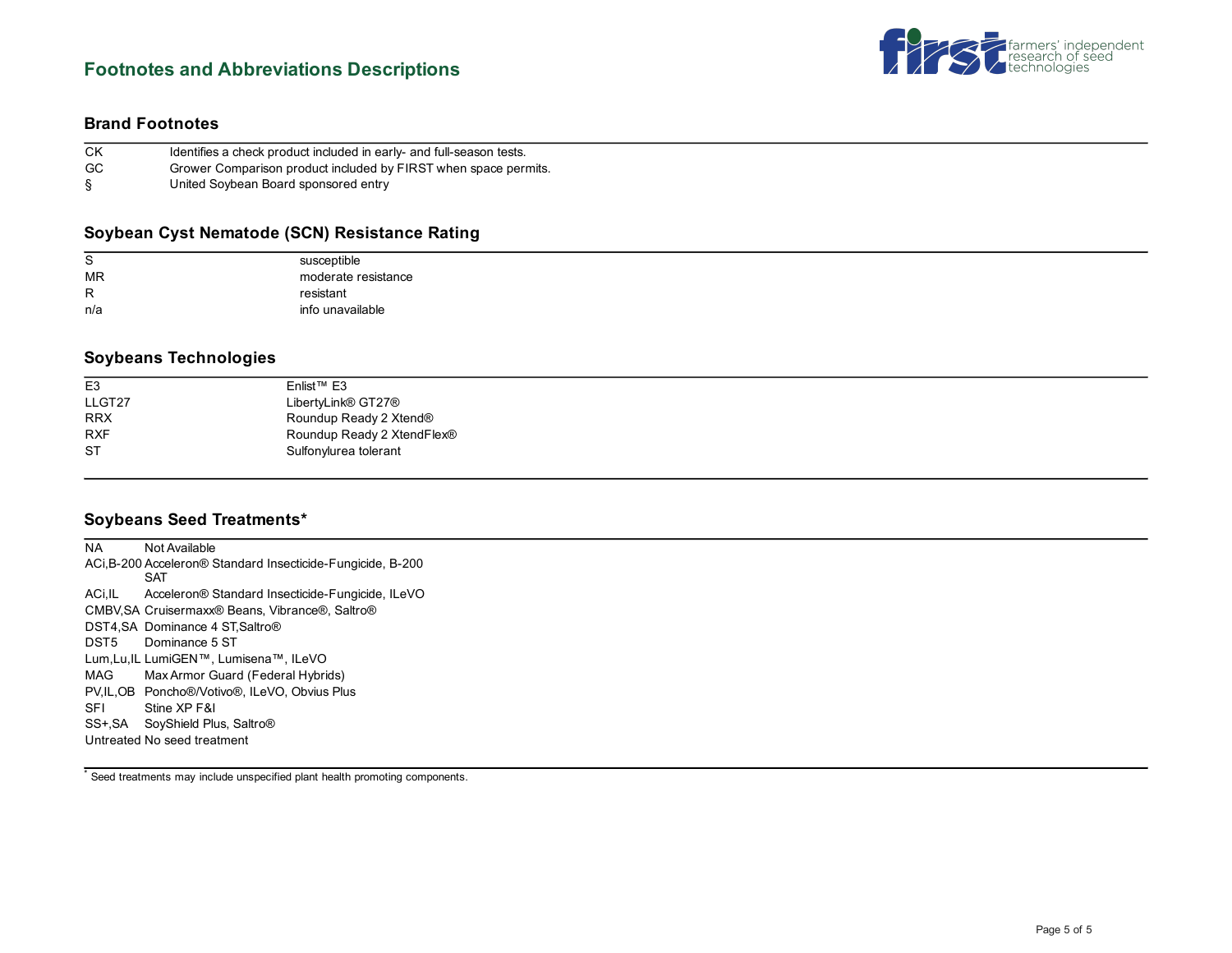## Footnotes and Abbreviations Descriptions

### Brand Footnotes

| | |
|---|---|
| CK | Identifies a check product included in early- and full-season tests. |
| GC | Grower Comparison product included by FIRST when space permits. |
| § | United Soybean Board sponsored entry |

### Soybean Cyst Nematode (SCN) Resistance Rating

| | |
|---|---|
| S | susceptible |
| MR | moderate resistance |
| R | resistant |
| n/a | info unavailable |

### Soybeans Technologies

| | |
|---|---|
| E3 | Enlist™ E3 |
| LLGT27 | LibertyLink® GT27® |
| RRX | Roundup Ready 2 Xtend® |
| RXF | Roundup Ready 2 XtendFlex® |
| ST | Sulfonylurea tolerant |

### Soybeans Seed Treatments*

| | |
|---|---|
| NA | Not Available |
| ACi,B-200 | Acceleron® Standard Insecticide-Fungicide, B-200 SAT |
| ACi,IL | Acceleron® Standard Insecticide-Fungicide, ILeVO |
| CMBV,SA | Cruisermaxx® Beans, Vibrance®, Saltro® |
| DST4,SA | Dominance 4 ST,Saltro® |
| DST5 | Dominance 5 ST |
| Lum,Lu,IL | LumiGEN™, Lumisena™, ILeVO |
| MAG | Max Armor Guard (Federal Hybrids) |
| PV,IL,OB | Poncho®/Votivo®, ILeVO, Obvius Plus |
| SFI | Stine XP F&I |
| SS+,SA | SoyShield Plus, Saltro® |
| Untreated | No seed treatment |

* Seed treatments may include unspecified plant health promoting components.